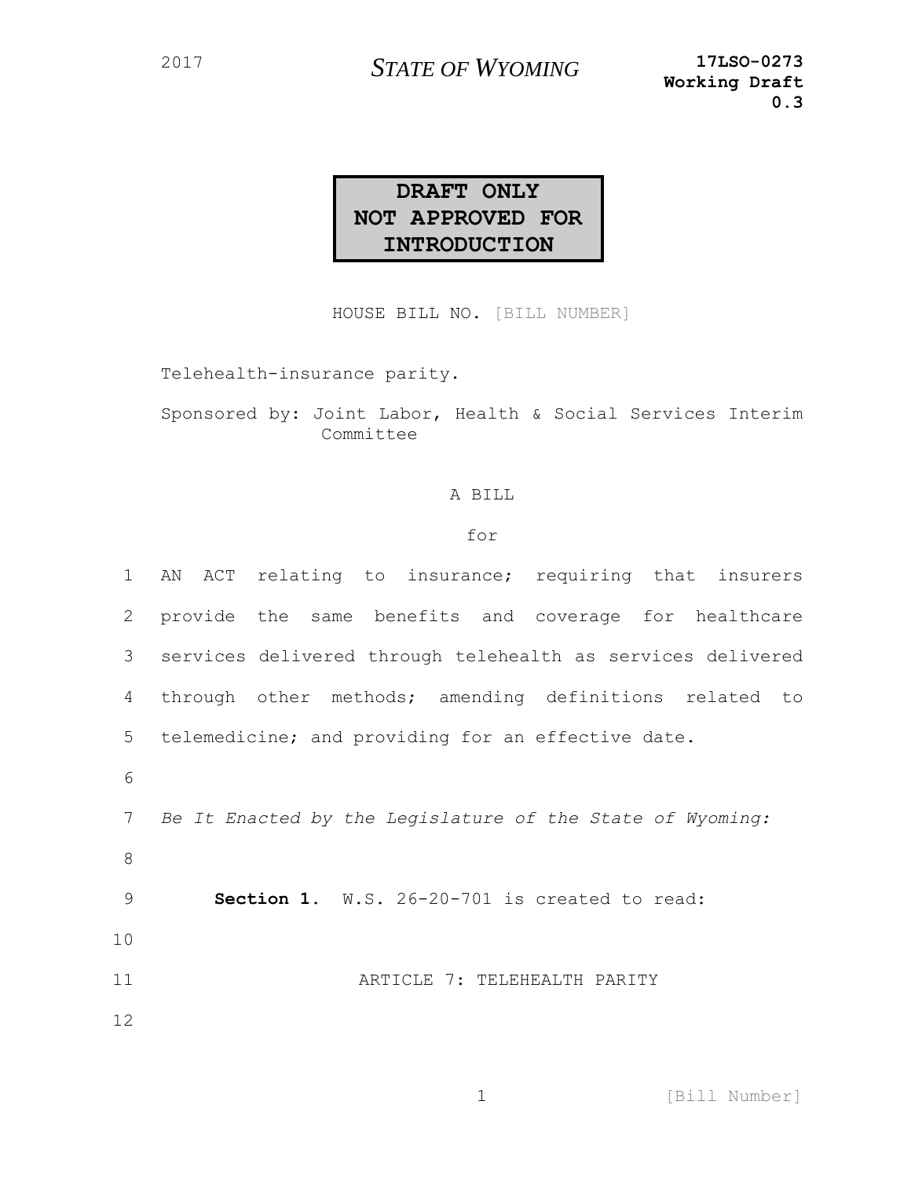2017

**STATE OF WYOMING**

**17LSO-0273**
**Working Draft**
**0.3**

**DRAFT ONLY**
**NOT APPROVED FOR INTRODUCTION**

HOUSE BILL NO. [BILL NUMBER]

Telehealth-insurance parity.

Sponsored by: Joint Labor, Health & Social Services Interim Committee

A BILL

for

1 AN ACT relating to insurance; requiring that insurers
2 provide the same benefits and coverage for healthcare
3 services delivered through telehealth as services delivered
4 through other methods; amending definitions related to
5 telemedicine; and providing for an effective date.
6
7 *Be It Enacted by the Legislature of the State of Wyoming:*
8
9 **Section 1.** W.S. 26-20-701 is created to read:
10
11 ARTICLE 7: TELEHEALTH PARITY
12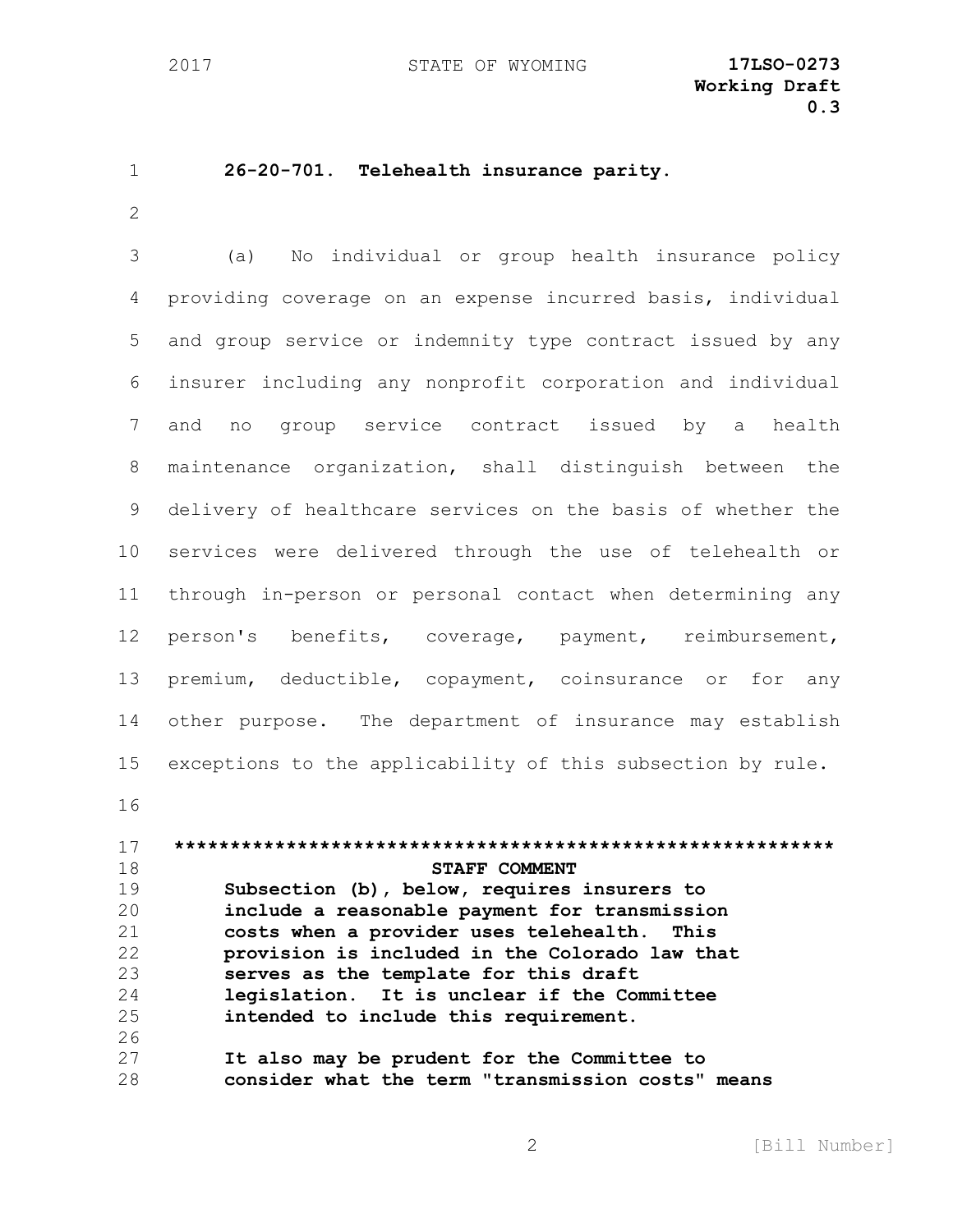**26-20-701. Telehealth insurance parity.**

(a) No individual or group health insurance policy providing coverage on an expense incurred basis, individual and group service or indemnity type contract issued by any insurer including any nonprofit corporation and individual and no group service contract issued by a health maintenance organization, shall distinguish between the delivery of healthcare services on the basis of whether the services were delivered through the use of telehealth or through in-person or personal contact when determining any person's benefits, coverage, payment, reimbursement, premium, deductible, copayment, coinsurance or for any other purpose. The department of insurance may establish exceptions to the applicability of this subsection by rule.

**************************************************************

**STAFF COMMENT**

**Subsection (b), below, requires insurers to include a reasonable payment for transmission costs when a provider uses telehealth. This provision is included in the Colorado law that serves as the template for this draft legislation. It is unclear if the Committee intended to include this requirement.**

**It also may be prudent for the Committee to consider what the term "transmission costs" means**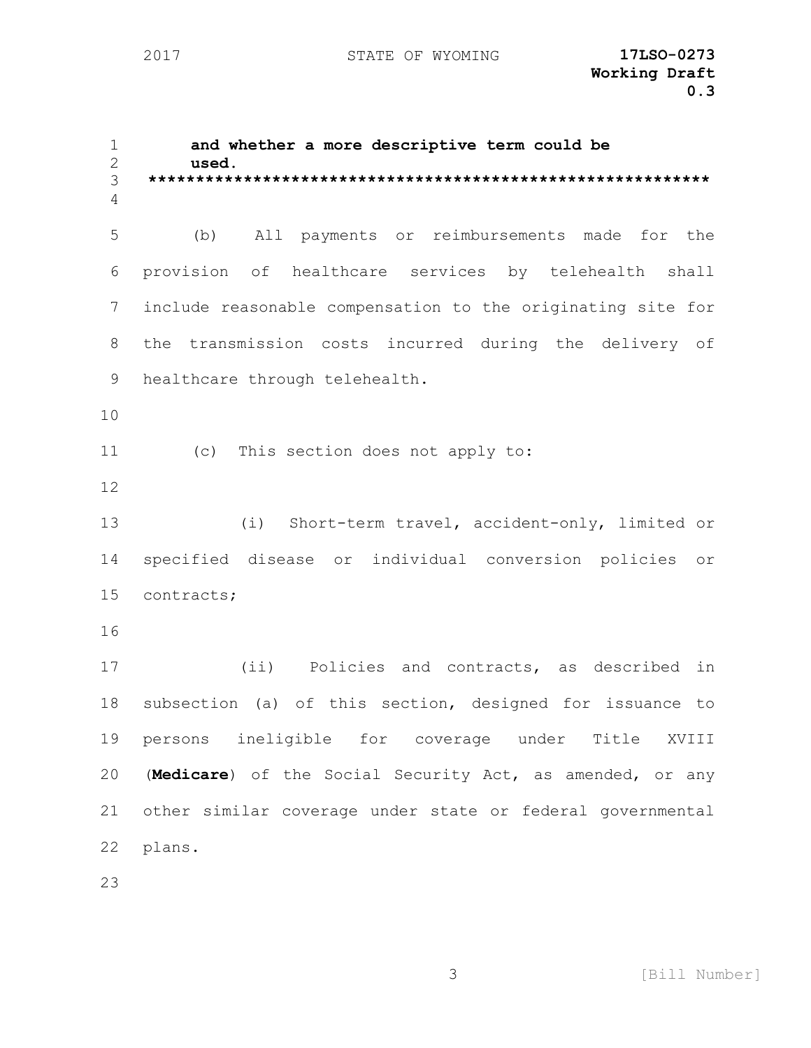**and whether a more descriptive term could be used.**
**************************************************************

(b) All payments or reimbursements made for the provision of healthcare services by telehealth shall include reasonable compensation to the originating site for the transmission costs incurred during the delivery of healthcare through telehealth.

(c) This section does not apply to:

(i) Short-term travel, accident-only, limited or specified disease or individual conversion policies or contracts;

(ii) Policies and contracts, as described in subsection (a) of this section, designed for issuance to persons ineligible for coverage under Title XVIII (**Medicare**) of the Social Security Act, as amended, or any other similar coverage under state or federal governmental plans.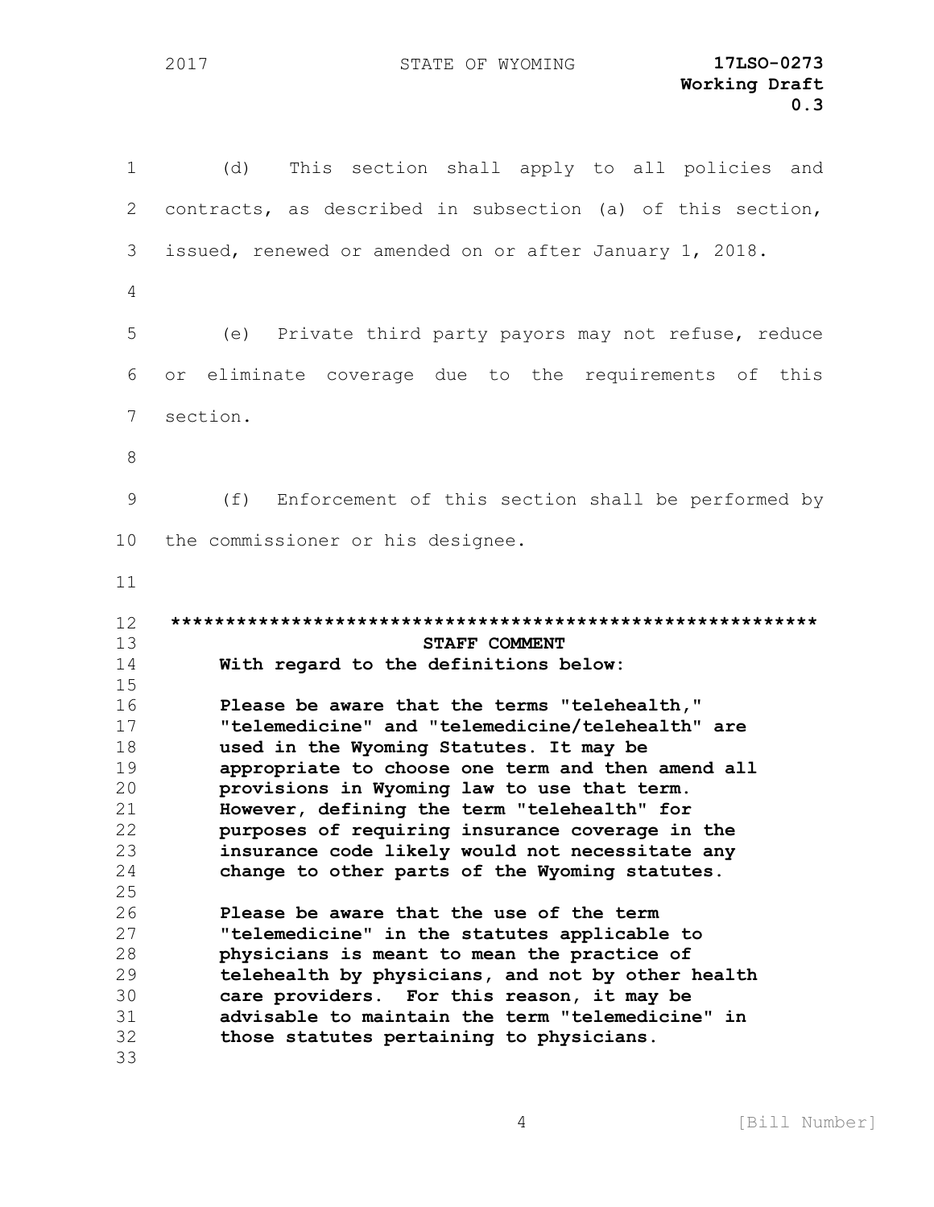(d) This section shall apply to all policies and contracts, as described in subsection (a) of this section, issued, renewed or amended on or after January 1, 2018.

(e) Private third party payors may not refuse, reduce or eliminate coverage due to the requirements of this section.

(f) Enforcement of this section shall be performed by the commissioner or his designee.

**************************************************************

**STAFF COMMENT**

**With regard to the definitions below:**

**Please be aware that the terms "telehealth," "telemedicine" and "telemedicine/telehealth" are used in the Wyoming Statutes. It may be appropriate to choose one term and then amend all provisions in Wyoming law to use that term. However, defining the term "telehealth" for purposes of requiring insurance coverage in the insurance code likely would not necessitate any change to other parts of the Wyoming statutes.**

**Please be aware that the use of the term "telemedicine" in the statutes applicable to physicians is meant to mean the practice of telehealth by physicians, and not by other health care providers. For this reason, it may be advisable to maintain the term "telemedicine" in those statutes pertaining to physicians.**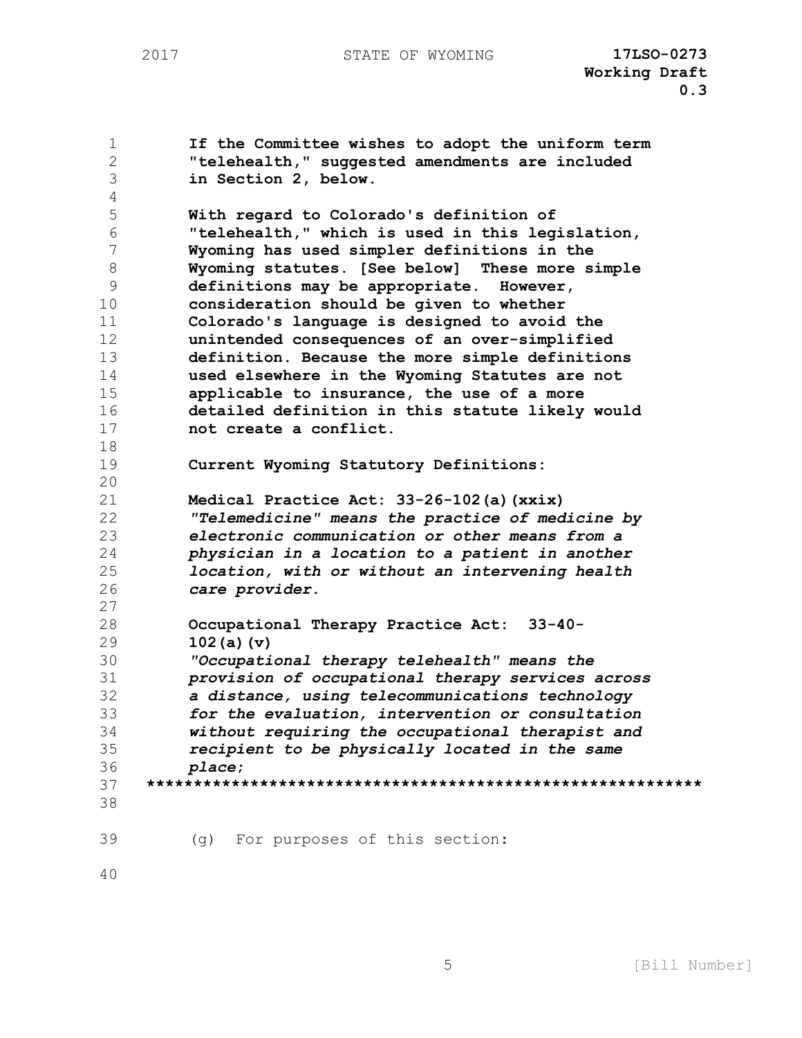**If the Committee wishes to adopt the uniform term "telehealth," suggested amendments are included in Section 2, below.**

**With regard to Colorado's definition of "telehealth," which is used in this legislation, Wyoming has used simpler definitions in the Wyoming statutes. [See below] These more simple definitions may be appropriate. However, consideration should be given to whether Colorado's language is designed to avoid the unintended consequences of an over-simplified definition. Because the more simple definitions used elsewhere in the Wyoming Statutes are not applicable to insurance, the use of a more detailed definition in this statute likely would not create a conflict.**

**Current Wyoming Statutory Definitions:**

**Medical Practice Act: 33-26-102(a)(xxix)**
***"Telemedicine" means the practice of medicine by electronic communication or other means from a physician in a location to a patient in another location, with or without an intervening health care provider.***

**Occupational Therapy Practice Act: 33-40-102(a)(v)**
***"Occupational therapy telehealth" means the provision of occupational therapy services across a distance, using telecommunications technology for the evaluation, intervention or consultation without requiring the occupational therapist and recipient to be physically located in the same place;***

**************************************************************

(g) For purposes of this section: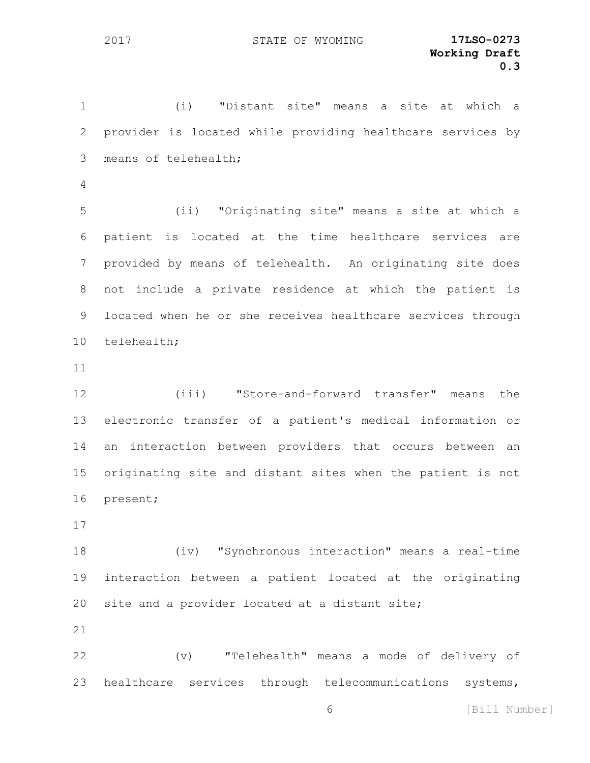(i) "Distant site" means a site at which a provider is located while providing healthcare services by means of telehealth;

(ii) "Originating site" means a site at which a patient is located at the time healthcare services are provided by means of telehealth. An originating site does not include a private residence at which the patient is located when he or she receives healthcare services through telehealth;

(iii) "Store-and-forward transfer" means the electronic transfer of a patient's medical information or an interaction between providers that occurs between an originating site and distant sites when the patient is not present;

(iv) "Synchronous interaction" means a real-time interaction between a patient located at the originating site and a provider located at a distant site;

(v) "Telehealth" means a mode of delivery of healthcare services through telecommunications systems,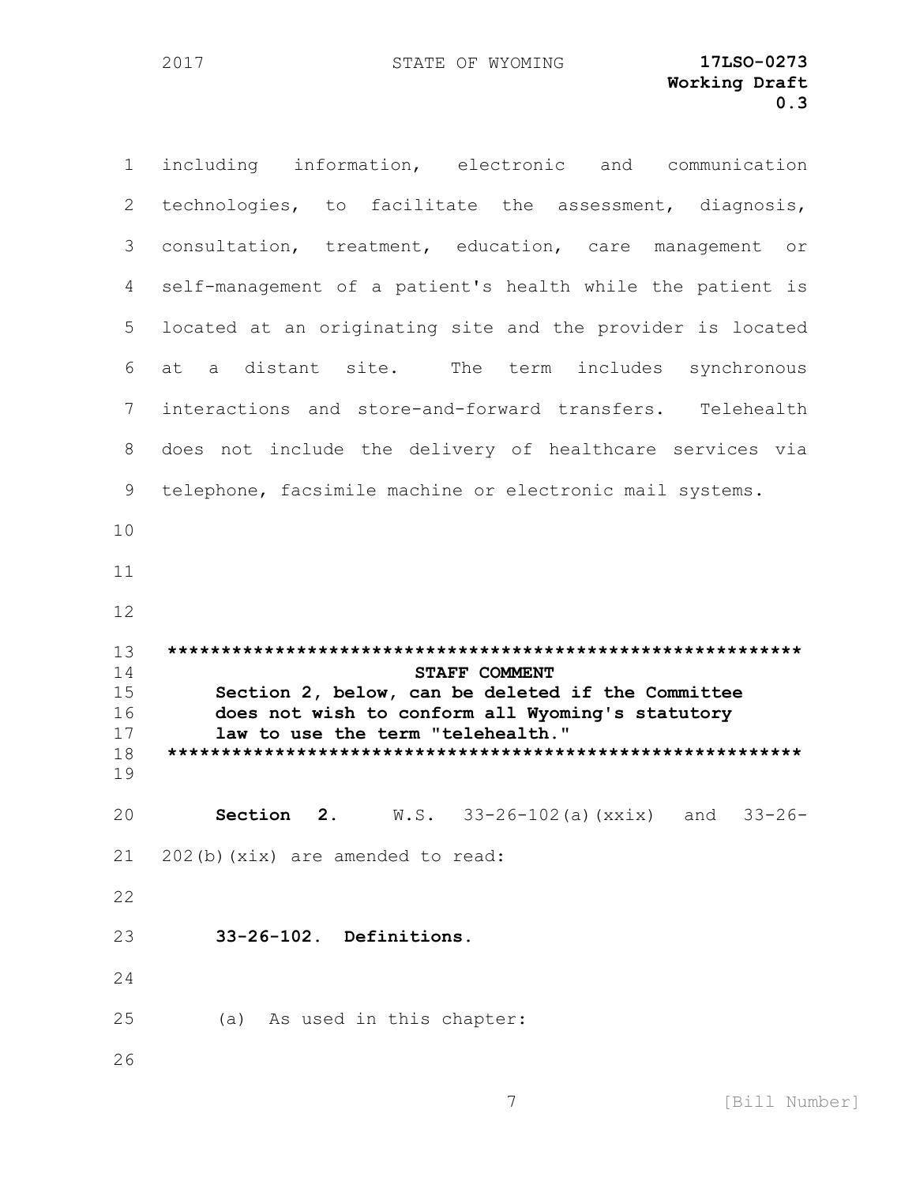including information, electronic and communication technologies, to facilitate the assessment, diagnosis, consultation, treatment, education, care management or self-management of a patient's health while the patient is located at an originating site and the provider is located at a distant site. The term includes synchronous interactions and store-and-forward transfers. Telehealth does not include the delivery of healthcare services via telephone, facsimile machine or electronic mail systems.

************************************************************

**STAFF COMMENT**

**Section 2, below, can be deleted if the Committee does not wish to conform all Wyoming's statutory law to use the term "telehealth."**

************************************************************

**Section 2.** W.S. 33-26-102(a)(xxix) and 33-26-202(b)(xix) are amended to read:

**33-26-102. Definitions.**

(a) As used in this chapter: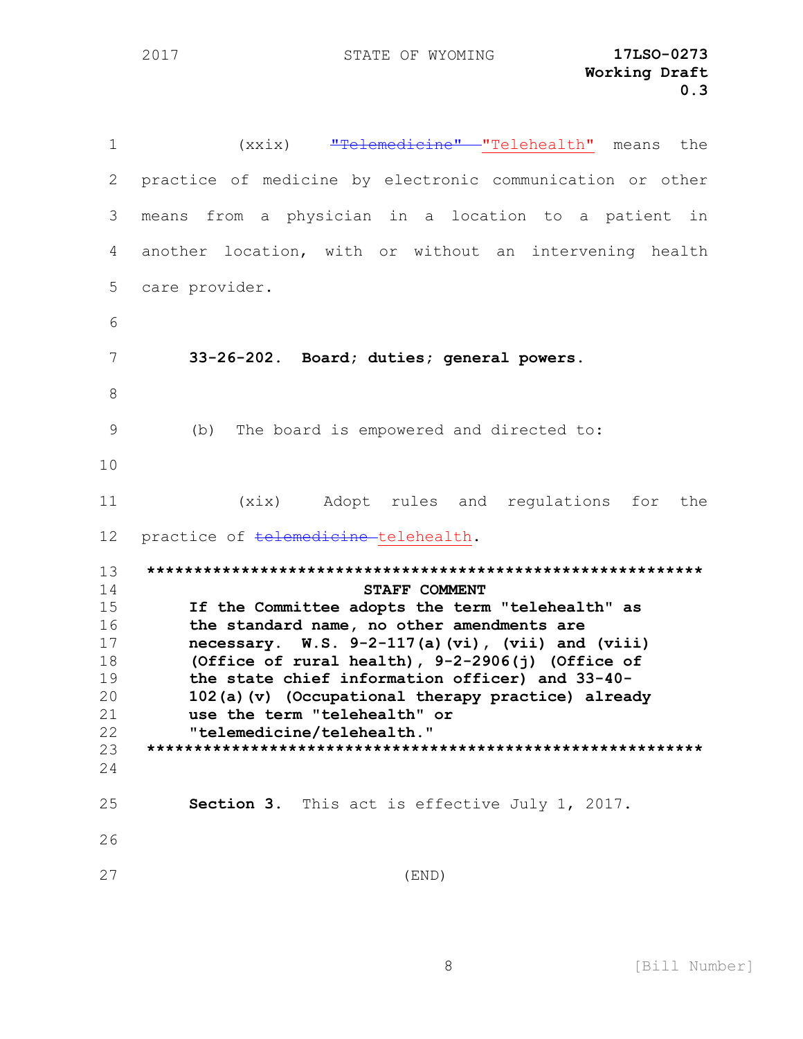(xxix) ~~"Telemedicine"~~ "Telehealth" means the practice of medicine by electronic communication or other means from a physician in a location to a patient in another location, with or without an intervening health care provider.

**33-26-202. Board; duties; general powers.**

(b) The board is empowered and directed to:

(xix) Adopt rules and regulations for the practice of ~~telemedicine~~ telehealth.

**\*\*\*\*\*\*\*\*\*\*\*\*\*\*\*\*\*\*\*\*\*\*\*\*\*\*\*\*\*\*\*\*\*\*\*\*\*\*\*\*\*\*\*\*\*\*\*\*\*\*\*\*\*\*\*\*\*\*\***

**STAFF COMMENT**

**If the Committee adopts the term "telehealth" as the standard name, no other amendments are necessary. W.S. 9-2-117(a)(vi), (vii) and (viii) (Office of rural health), 9-2-2906(j) (Office of the state chief information officer) and 33-40-102(a)(v) (Occupational therapy practice) already use the term "telehealth" or "telemedicine/telehealth."**

**\*\*\*\*\*\*\*\*\*\*\*\*\*\*\*\*\*\*\*\*\*\*\*\*\*\*\*\*\*\*\*\*\*\*\*\*\*\*\*\*\*\*\*\*\*\*\*\*\*\*\*\*\*\*\*\*\*\*\***

**Section 3.** This act is effective July 1, 2017.

(END)